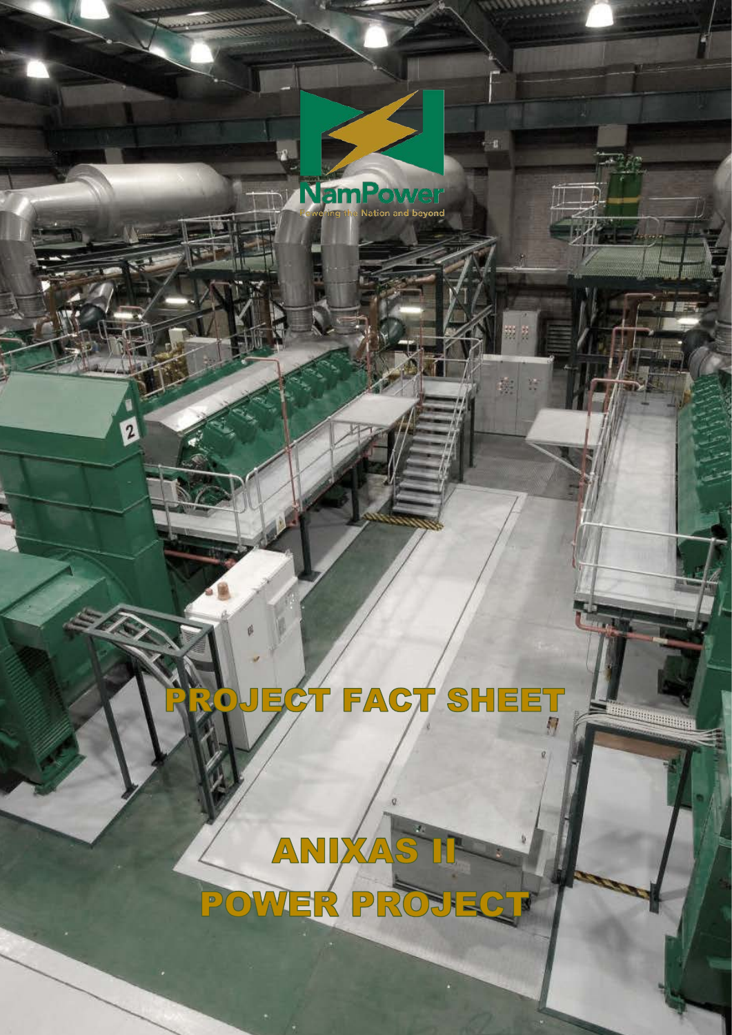NamPower

Powering the Nation and beyond

# PROJECT FACT SHEET

# ANIXAS II POWER PROJECT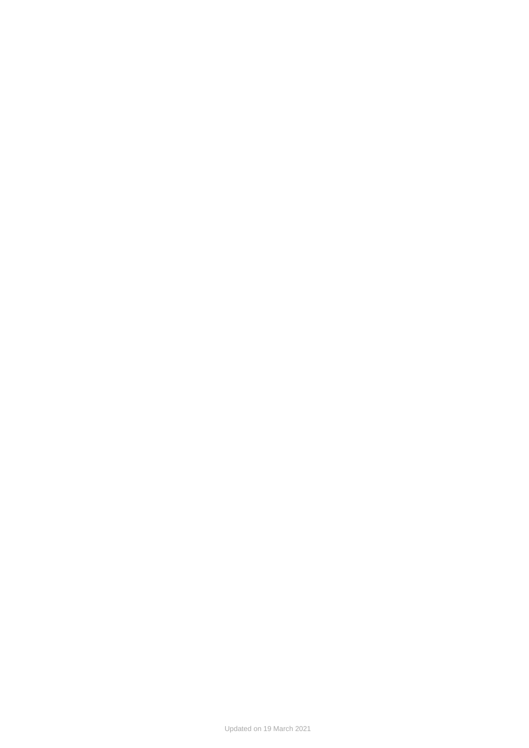Updated on 19 March 2021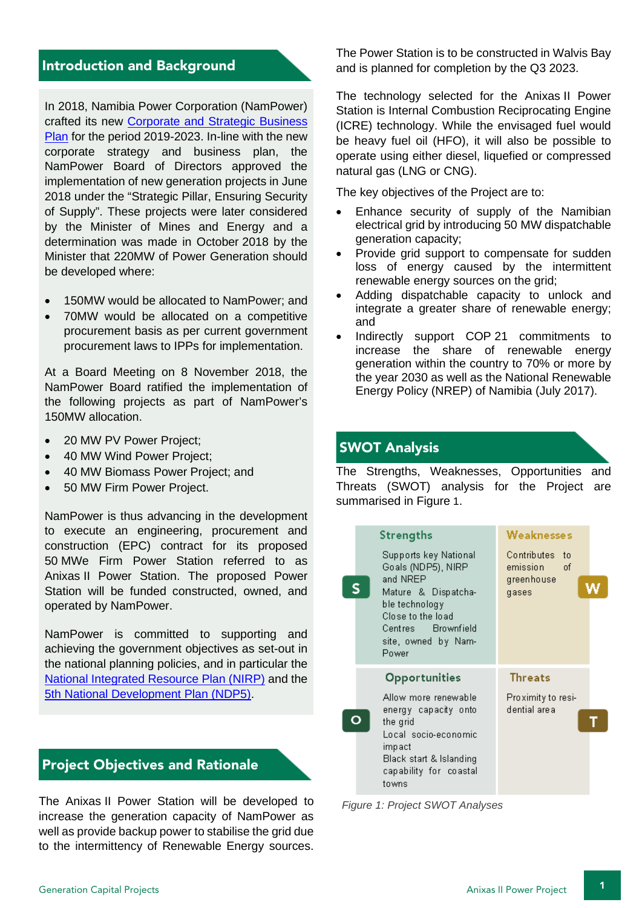## Introduction and Background

In 2018, Namibia Power Corporation (NamPower) crafted its new Corporate and Strategic Business Plan for the period 2019-2023. In-line with the new corporate strategy and business plan, the NamPower Board of Directors approved the implementation of new generation projects in June 2018 under the "Strategic Pillar, Ensuring Security of Supply". These projects were later considered by the Minister of Mines and Energy and a determination was made in October 2018 by the Minister that 220MW of Power Generation should be developed where:

- 150MW would be allocated to NamPower; and
- 70MW would be allocated on a competitive procurement basis as per current government procurement laws to IPPs for implementation.

At a Board Meeting on 8 November 2018, the NamPower Board ratified the implementation of the following projects as part of NamPower's 150MW allocation.

- 20 MW PV Power Project;
- 40 MW Wind Power Project;
- 40 MW Biomass Power Project; and
- 50 MW Firm Power Project.

NamPower is thus advancing in the development to execute an engineering, procurement and construction (EPC) contract for its proposed 50 MWe Firm Power Station referred to as Anixas II Power Station. The proposed Power Station will be funded constructed, owned, and operated by NamPower.

NamPower is committed to supporting and achieving the government objectives as set-out in the national planning policies, and in particular the National Integrated Resource Plan (NIRP) and the 5th National Development Plan (NDP5).

## Project Objectives and Rationale

The Anixas II Power Station will be developed to increase the generation capacity of NamPower as well as provide backup power to stabilise the grid due to the intermittency of Renewable Energy sources.

The Power Station is to be constructed in Walvis Bay and is planned for completion by the Q3 2023.

The technology selected for the Anixas II Power Station is Internal Combustion Reciprocating Engine (ICRE) technology. While the envisaged fuel would be heavy fuel oil (HFO), it will also be possible to operate using either diesel, liquefied or compressed natural gas (LNG or CNG).

The key objectives of the Project are to:

- Enhance security of supply of the Namibian electrical grid by introducing 50 MW dispatchable generation capacity;
- Provide grid support to compensate for sudden loss of energy caused by the intermittent renewable energy sources on the grid;
- Adding dispatchable capacity to unlock and integrate a greater share of renewable energy; and
- Indirectly support COP 21 commitments to increase the share of renewable energy generation within the country to 70% or more by the year 2030 as well as the National Renewable Energy Policy (NREP) of Namibia (July 2017).

## SWOT Analysis

The Strengths, Weaknesses, Opportunities and Threats (SWOT) analysis for the Project are summarised in Figure 1.

| Strengths (S) | Weaknesses (W) |
|---|---|
| Supports key National Goals (NDP5), NIRP and NREP<br>Mature & Dispatchable technology<br>Close to the load Centres Brownfield site, owned by NamPower | Contributes to emission of greenhouse gases |
| **Opportunities (O)** | **Threats (T)** |
| Allow more renewable energy capacity onto the grid<br>Local socio-economic impact<br>Black start & Islanding capability for coastal towns | Proximity to residential area |

*Figure 1: Project SWOT Analyses*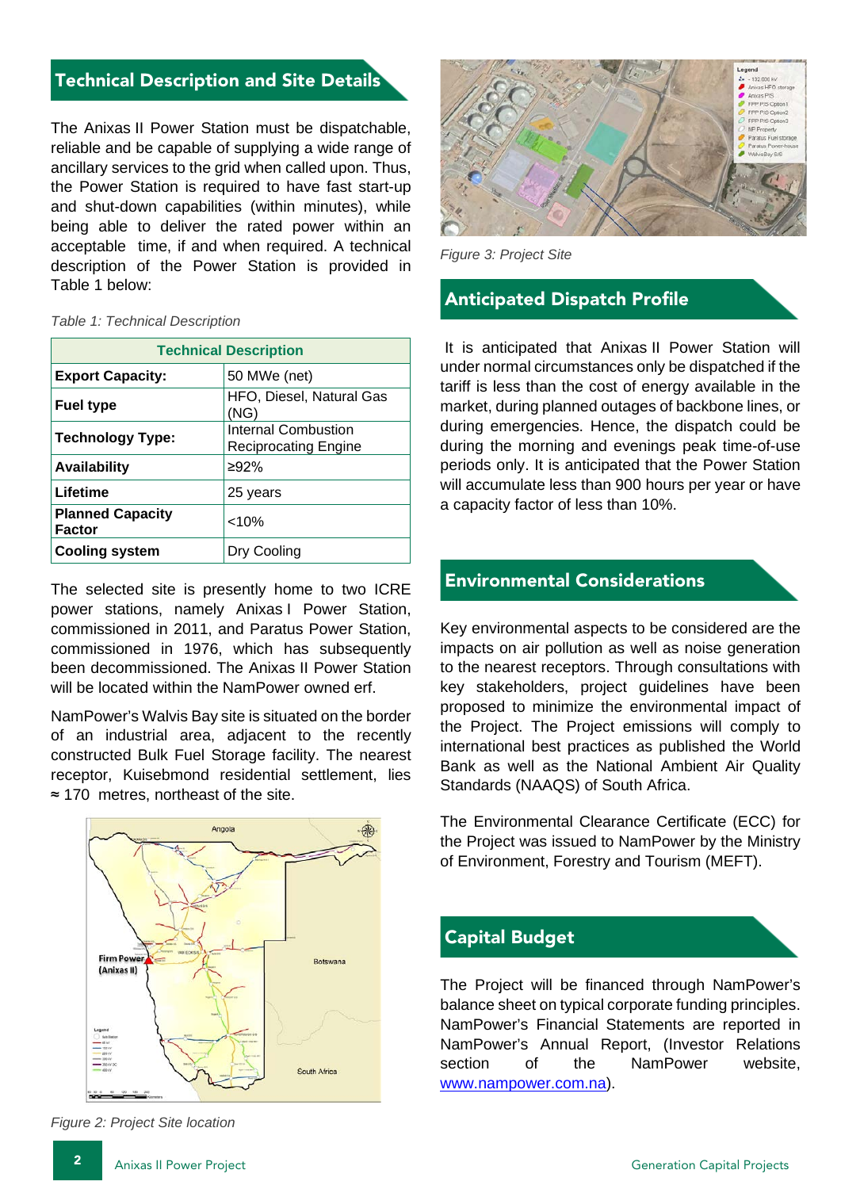## Technical Description and Site Details

The Anixas II Power Station must be dispatchable, reliable and be capable of supplying a wide range of ancillary services to the grid when called upon. Thus, the Power Station is required to have fast start-up and shut-down capabilities (within minutes), while being able to deliver the rated power within an acceptable time, if and when required. A technical description of the Power Station is provided in Table 1 below:

*Table 1: Technical Description*

| Technical Description | |
|---|---|
| **Export Capacity:** | 50 MWe (net) |
| **Fuel type** | HFO, Diesel, Natural Gas (NG) |
| **Technology Type:** | Internal Combustion Reciprocating Engine |
| **Availability** | ≥92% |
| **Lifetime** | 25 years |
| **Planned Capacity Factor** | <10% |
| **Cooling system** | Dry Cooling |

The selected site is presently home to two ICRE power stations, namely Anixas I Power Station, commissioned in 2011, and Paratus Power Station, commissioned in 1976, which has subsequently been decommissioned. The Anixas II Power Station will be located within the NamPower owned erf.

NamPower's Walvis Bay site is situated on the border of an industrial area, adjacent to the recently constructed Bulk Fuel Storage facility. The nearest receptor, Kuisebmond residential settlement, lies ≈ 170 metres, northeast of the site.

*Figure 2: Project Site location*

*Figure 3: Project Site*

## Anticipated Dispatch Profile

It is anticipated that Anixas II Power Station will under normal circumstances only be dispatched if the tariff is less than the cost of energy available in the market, during planned outages of backbone lines, or during emergencies. Hence, the dispatch could be during the morning and evenings peak time-of-use periods only. It is anticipated that the Power Station will accumulate less than 900 hours per year or have a capacity factor of less than 10%.

## Environmental Considerations

Key environmental aspects to be considered are the impacts on air pollution as well as noise generation to the nearest receptors. Through consultations with key stakeholders, project guidelines have been proposed to minimize the environmental impact of the Project. The Project emissions will comply to international best practices as published the World Bank as well as the National Ambient Air Quality Standards (NAAQS) of South Africa.

The Environmental Clearance Certificate (ECC) for the Project was issued to NamPower by the Ministry of Environment, Forestry and Tourism (MEFT).

## Capital Budget

The Project will be financed through NamPower's balance sheet on typical corporate funding principles. NamPower's Financial Statements are reported in NamPower's Annual Report, (Investor Relations section of the NamPower website, [www.nampower.com.na](http://www.nampower.com.na)).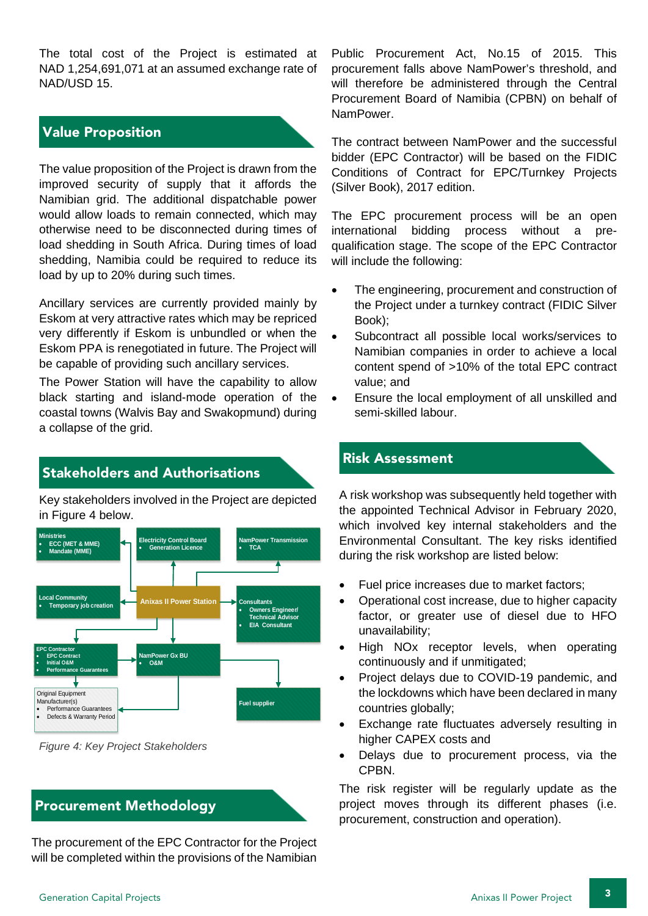The total cost of the Project is estimated at NAD 1,254,691,071 at an assumed exchange rate of NAD/USD 15.

## Value Proposition

The value proposition of the Project is drawn from the improved security of supply that it affords the Namibian grid. The additional dispatchable power would allow loads to remain connected, which may otherwise need to be disconnected during times of load shedding in South Africa. During times of load shedding, Namibia could be required to reduce its load by up to 20% during such times.

Ancillary services are currently provided mainly by Eskom at very attractive rates which may be repriced very differently if Eskom is unbundled or when the Eskom PPA is renegotiated in future. The Project will be capable of providing such ancillary services.

The Power Station will have the capability to allow black starting and island-mode operation of the coastal towns (Walvis Bay and Swakopmund) during a collapse of the grid.

## Stakeholders and Authorisations

Key stakeholders involved in the Project are depicted in Figure 4 below.

Ministries
- ECC (MET & MME)
- Mandate (MME)

Electricity Control Board
- Generation Licence

NamPower Transmission
- TCA

Local Community
- Temporary job creation

Anixas II Power Station

Consultants
- Owners Engineer/ Technical Advisor
- EIA Consultant

EPC Contractor
- EPC Contract
- Initial O&M
- Performance Guarantees

NamPower Gx BU
- O&M

Original Equipment Manufacturer(s)
- Performance Guarantees
- Defects & Warranty Period

Fuel supplier

*Figure 4: Key Project Stakeholders*

## Procurement Methodology

The procurement of the EPC Contractor for the Project will be completed within the provisions of the Namibian Public Procurement Act, No.15 of 2015. This procurement falls above NamPower's threshold, and will therefore be administered through the Central Procurement Board of Namibia (CPBN) on behalf of NamPower.

The contract between NamPower and the successful bidder (EPC Contractor) will be based on the FIDIC Conditions of Contract for EPC/Turnkey Projects (Silver Book), 2017 edition.

The EPC procurement process will be an open international bidding process without a pre-qualification stage. The scope of the EPC Contractor will include the following:

- The engineering, procurement and construction of the Project under a turnkey contract (FIDIC Silver Book);
- Subcontract all possible local works/services to Namibian companies in order to achieve a local content spend of >10% of the total EPC contract value; and
- Ensure the local employment of all unskilled and semi-skilled labour.

## Risk Assessment

A risk workshop was subsequently held together with the appointed Technical Advisor in February 2020, which involved key internal stakeholders and the Environmental Consultant. The key risks identified during the risk workshop are listed below:

- Fuel price increases due to market factors;
- Operational cost increase, due to higher capacity factor, or greater use of diesel due to HFO unavailability;
- High NOx receptor levels, when operating continuously and if unmitigated;
- Project delays due to COVID-19 pandemic, and the lockdowns which have been declared in many countries globally;
- Exchange rate fluctuates adversely resulting in higher CAPEX costs and
- Delays due to procurement process, via the CPBN.

The risk register will be regularly update as the project moves through its different phases (i.e. procurement, construction and operation).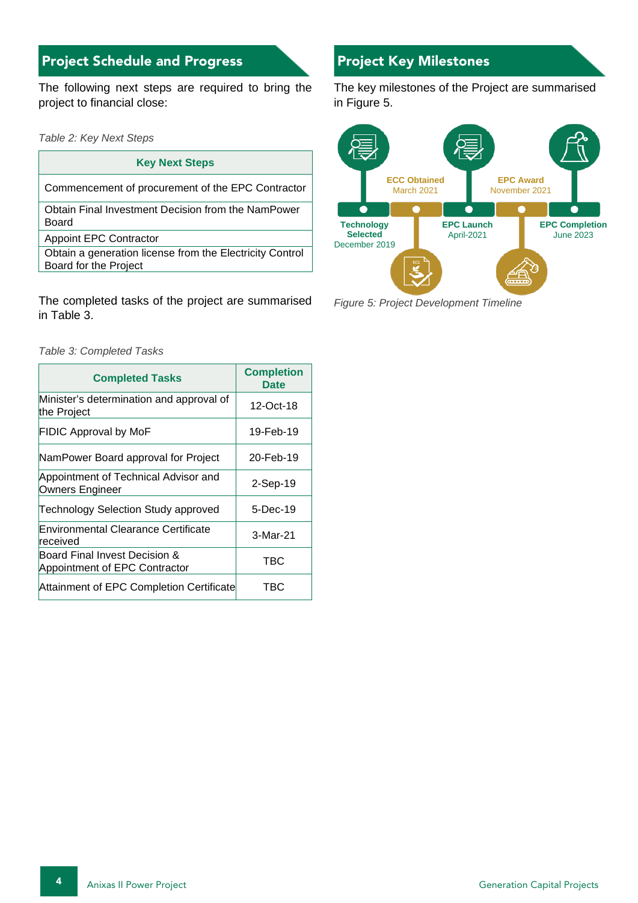## Project Schedule and Progress

The following next steps are required to bring the project to financial close:

*Table 2: Key Next Steps*

| Key Next Steps |
| --- |
| Commencement of procurement of the EPC Contractor |
| Obtain Final Investment Decision from the NamPower Board |
| Appoint EPC Contractor |
| Obtain a generation license from the Electricity Control Board for the Project |

The completed tasks of the project are summarised in Table 3.

*Table 3: Completed Tasks*

| Completed Tasks | Completion Date |
| --- | --- |
| Minister's determination and approval of the Project | 12-Oct-18 |
| FIDIC Approval by MoF | 19-Feb-19 |
| NamPower Board approval for Project | 20-Feb-19 |
| Appointment of Technical Advisor and Owners Engineer | 2-Sep-19 |
| Technology Selection Study approved | 5-Dec-19 |
| Environmental Clearance Certificate received | 3-Mar-21 |
| Board Final Invest Decision & Appointment of EPC Contractor | TBC |
| Attainment of EPC Completion Certificate | TBC |

## Project Key Milestones

The key milestones of the Project are summarised in Figure 5.

**Technology Selected** December 2019

**ECC Obtained** March 2021

**EPC Launch** April-2021

**EPC Award** November 2021

**EPC Completion** June 2023

*Figure 5: Project Development Timeline*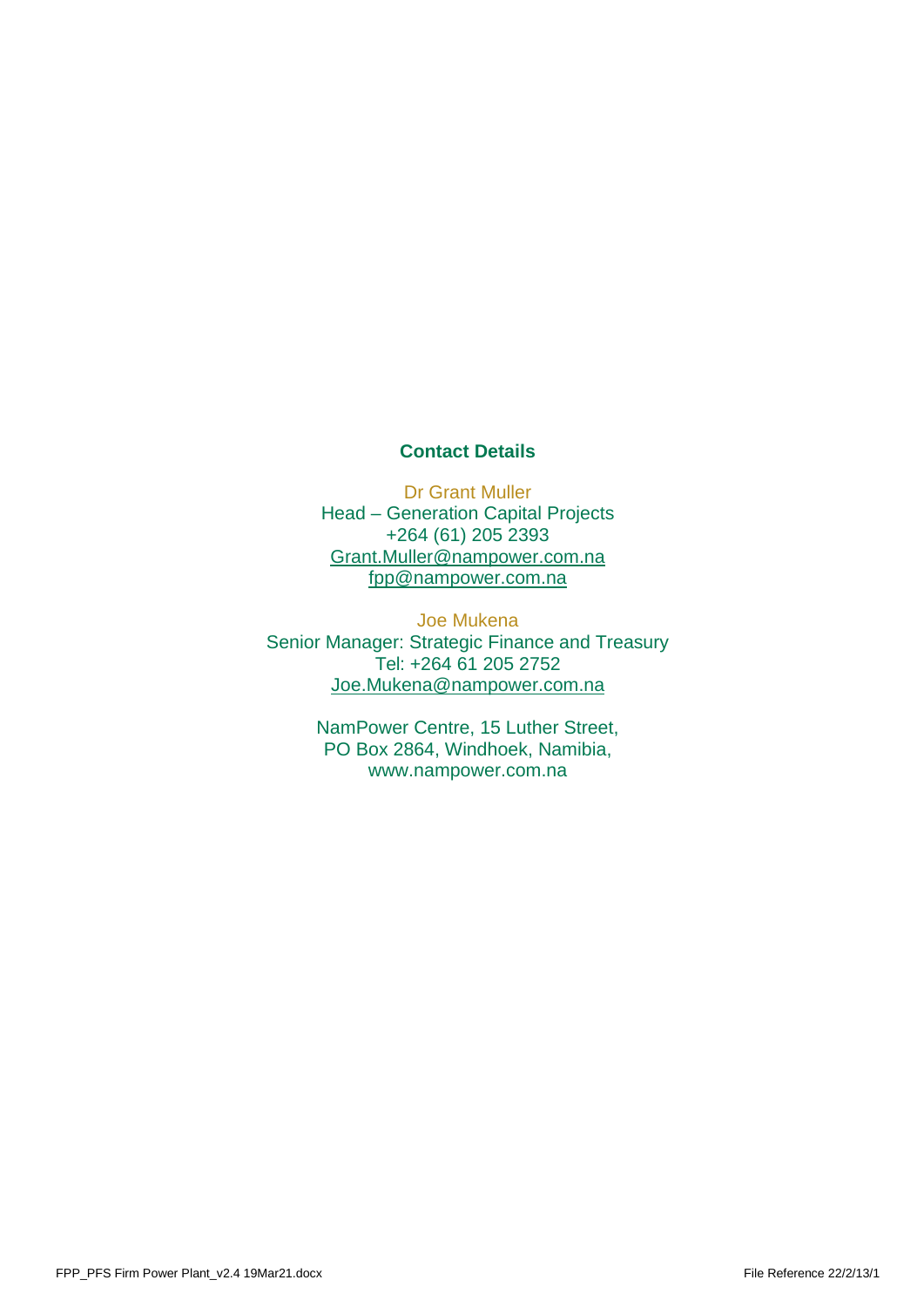## Contact Details

Dr Grant Muller
Head – Generation Capital Projects
+264 (61) 205 2393
Grant.Muller@nampower.com.na
fpp@nampower.com.na

Joe Mukena
Senior Manager: Strategic Finance and Treasury
Tel: +264 61 205 2752
Joe.Mukena@nampower.com.na

NamPower Centre, 15 Luther Street,
PO Box 2864, Windhoek, Namibia,
www.nampower.com.na